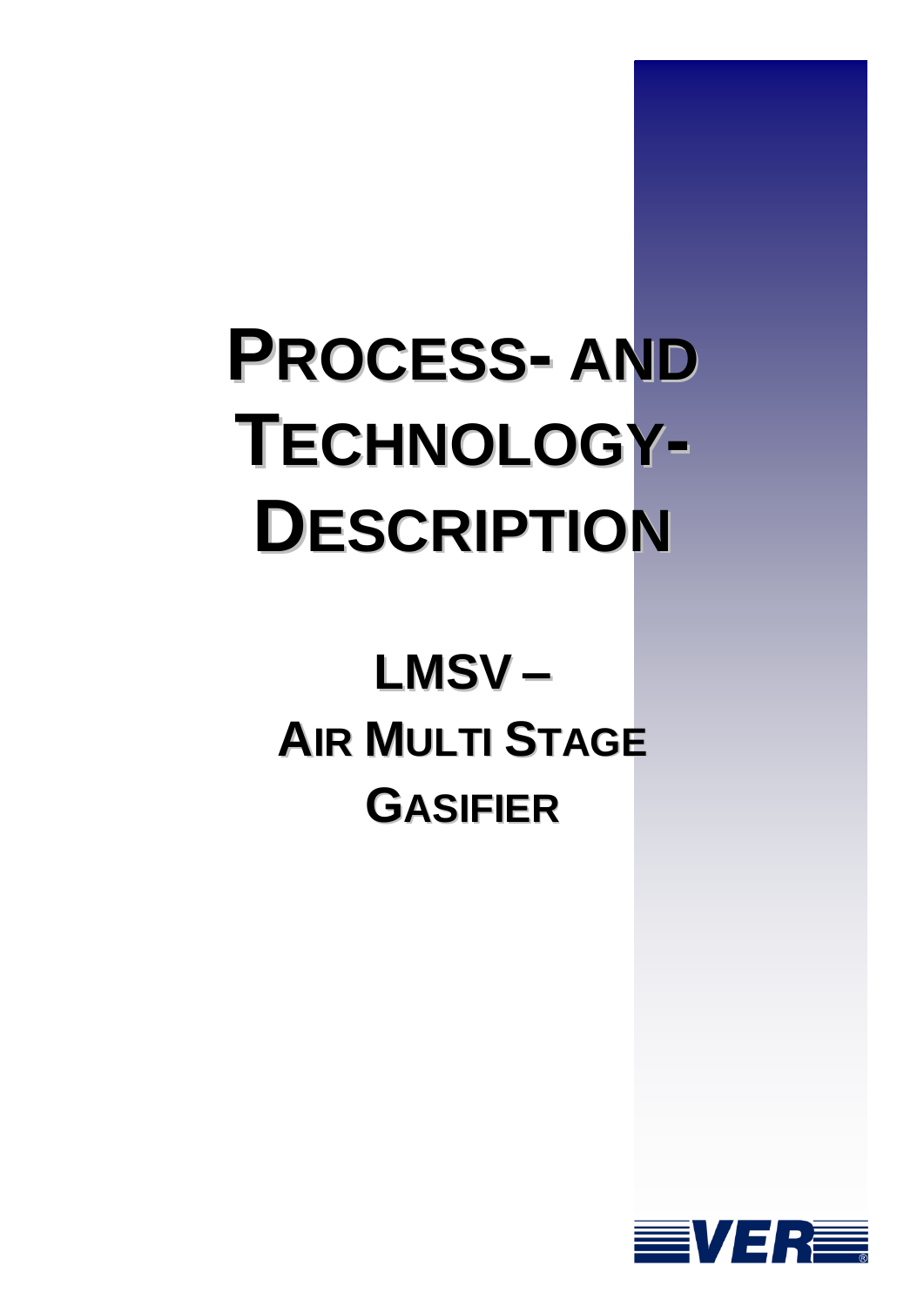# PROCESS- AND TECHNOLOGY-DESCRIPTION

## LMSV – AIR MULTI STAGE GASIFIER

VER®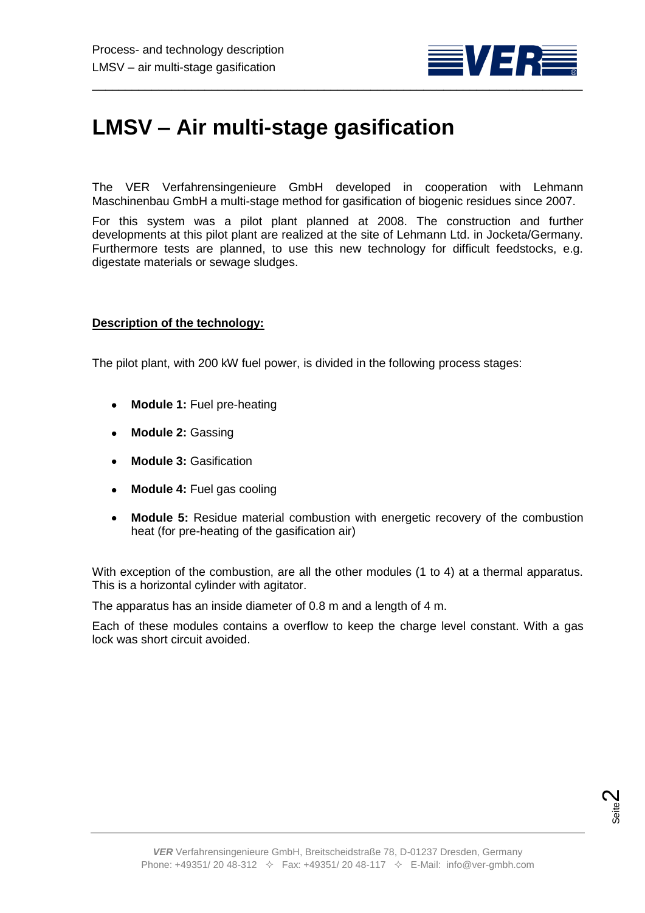# LMSV – Air multi-stage gasification

The VER Verfahrensingenieure GmbH developed in cooperation with Lehmann Maschinenbau GmbH a multi-stage method for gasification of biogenic residues since 2007.

For this system was a pilot plant planned at 2008. The construction and further developments at this pilot plant are realized at the site of Lehmann Ltd. in Jocketa/Germany. Furthermore tests are planned, to use this new technology for difficult feedstocks, e.g. digestate materials or sewage sludges.

**<u>Description of the technology:</u>**

The pilot plant, with 200 kW fuel power, is divided in the following process stages:

- **Module 1:** Fuel pre-heating
- **Module 2:** Gassing
- **Module 3:** Gasification
- **Module 4:** Fuel gas cooling
- **Module 5:** Residue material combustion with energetic recovery of the combustion heat (for pre-heating of the gasification air)

With exception of the combustion, are all the other modules (1 to 4) at a thermal apparatus. This is a horizontal cylinder with agitator.

The apparatus has an inside diameter of 0.8 m and a length of 4 m.

Each of these modules contains a overflow to keep the charge level constant. With a gas lock was short circuit avoided.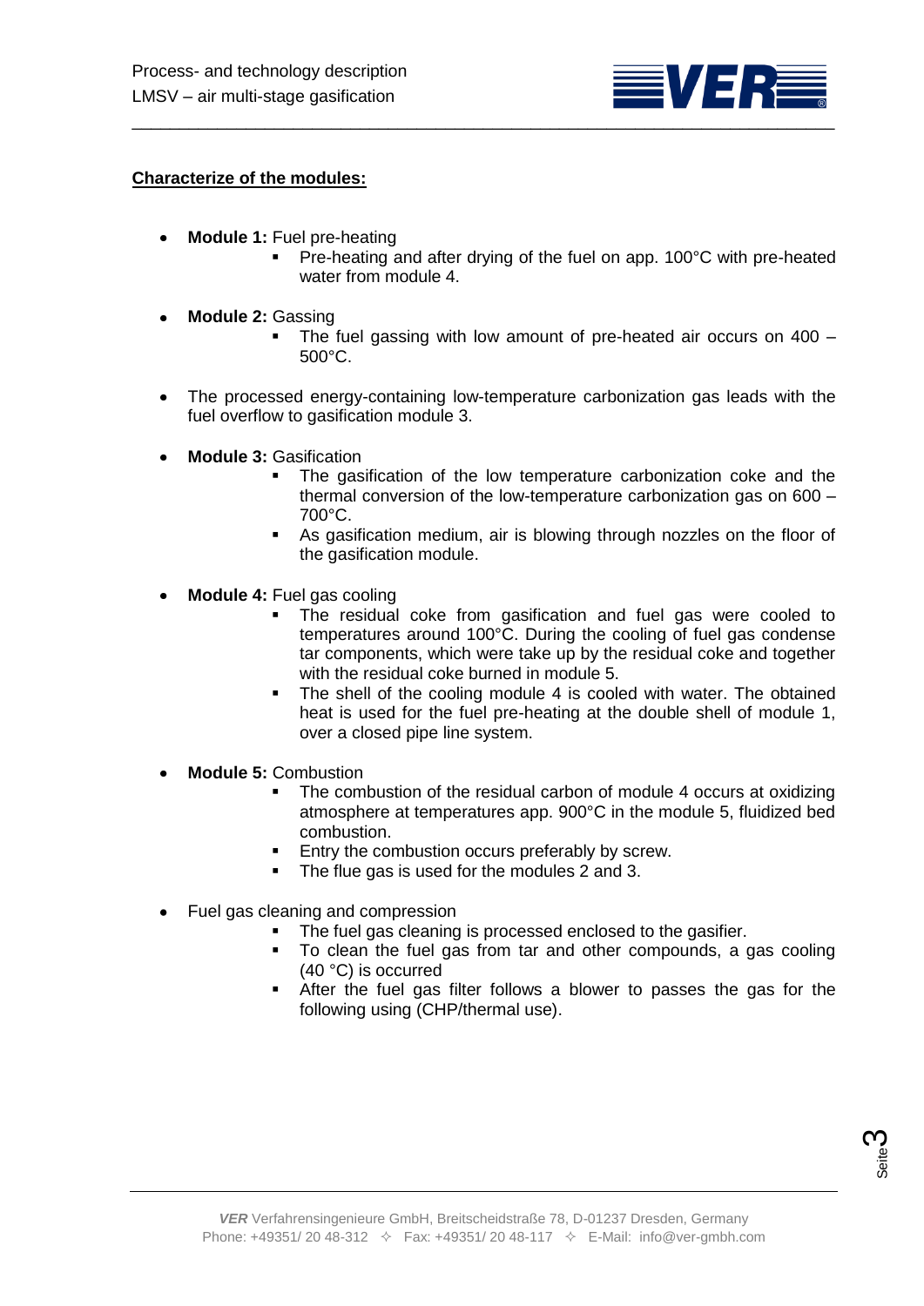**Characterize of the modules:**

- **Module 1:** Fuel pre-heating
  - Pre-heating and after drying of the fuel on app. 100°C with pre-heated water from module 4.

- **Module 2:** Gassing
  - The fuel gassing with low amount of pre-heated air occurs on 400 – 500°C.

- The processed energy-containing low-temperature carbonization gas leads with the fuel overflow to gasification module 3.

- **Module 3:** Gasification
  - The gasification of the low temperature carbonization coke and the thermal conversion of the low-temperature carbonization gas on 600 – 700°C.
  - As gasification medium, air is blowing through nozzles on the floor of the gasification module.

- **Module 4:** Fuel gas cooling
  - The residual coke from gasification and fuel gas were cooled to temperatures around 100°C. During the cooling of fuel gas condense tar components, which were take up by the residual coke and together with the residual coke burned in module 5.
  - The shell of the cooling module 4 is cooled with water. The obtained heat is used for the fuel pre-heating at the double shell of module 1, over a closed pipe line system.

- **Module 5:** Combustion
  - The combustion of the residual carbon of module 4 occurs at oxidizing atmosphere at temperatures app. 900°C in the module 5, fluidized bed combustion.
  - Entry the combustion occurs preferably by screw.
  - The flue gas is used for the modules 2 and 3.

- Fuel gas cleaning and compression
  - The fuel gas cleaning is processed enclosed to the gasifier.
  - To clean the fuel gas from tar and other compounds, a gas cooling (40 °C) is occurred
  - After the fuel gas filter follows a blower to passes the gas for the following using (CHP/thermal use).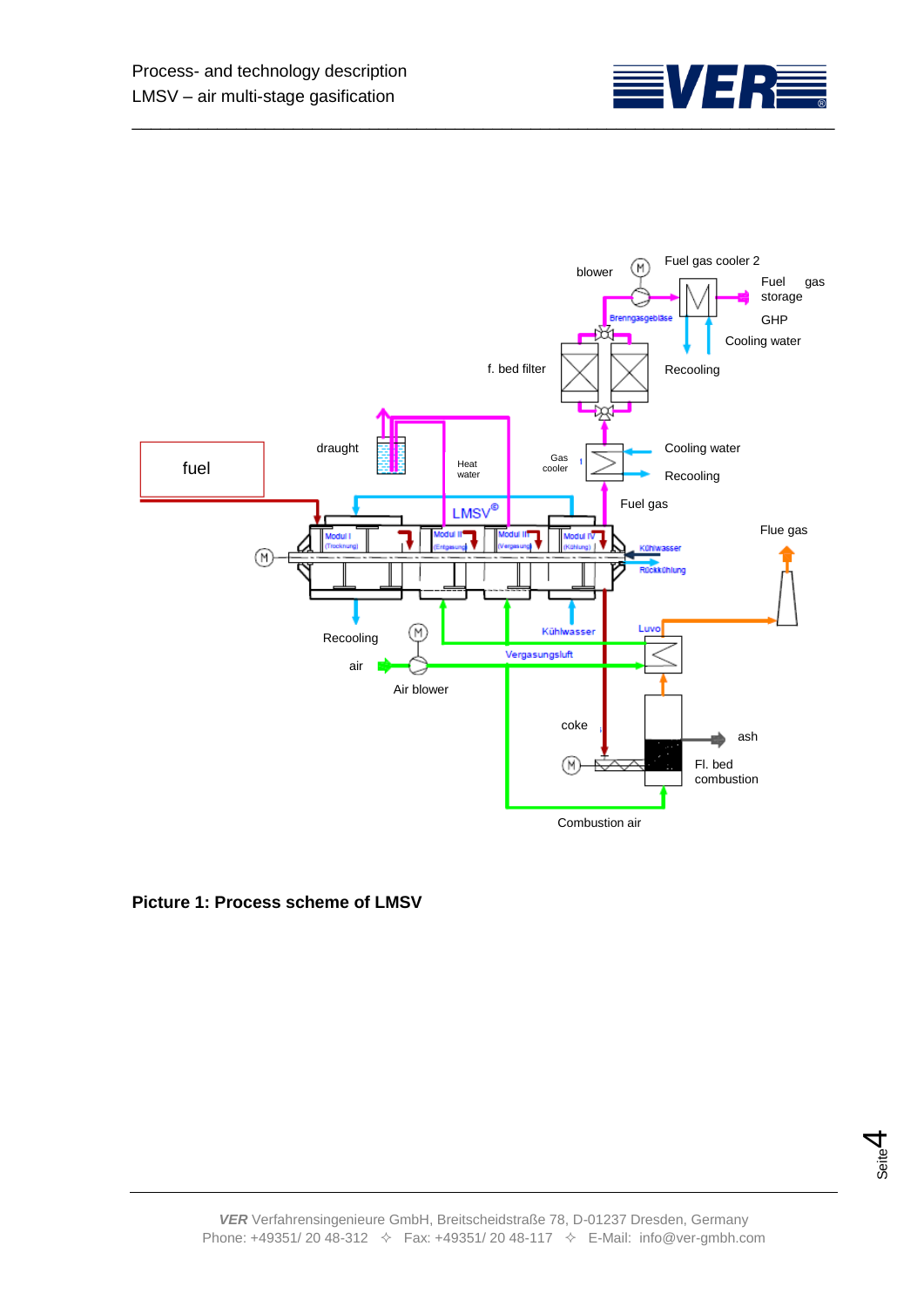**Picture 1: Process scheme of LMSV**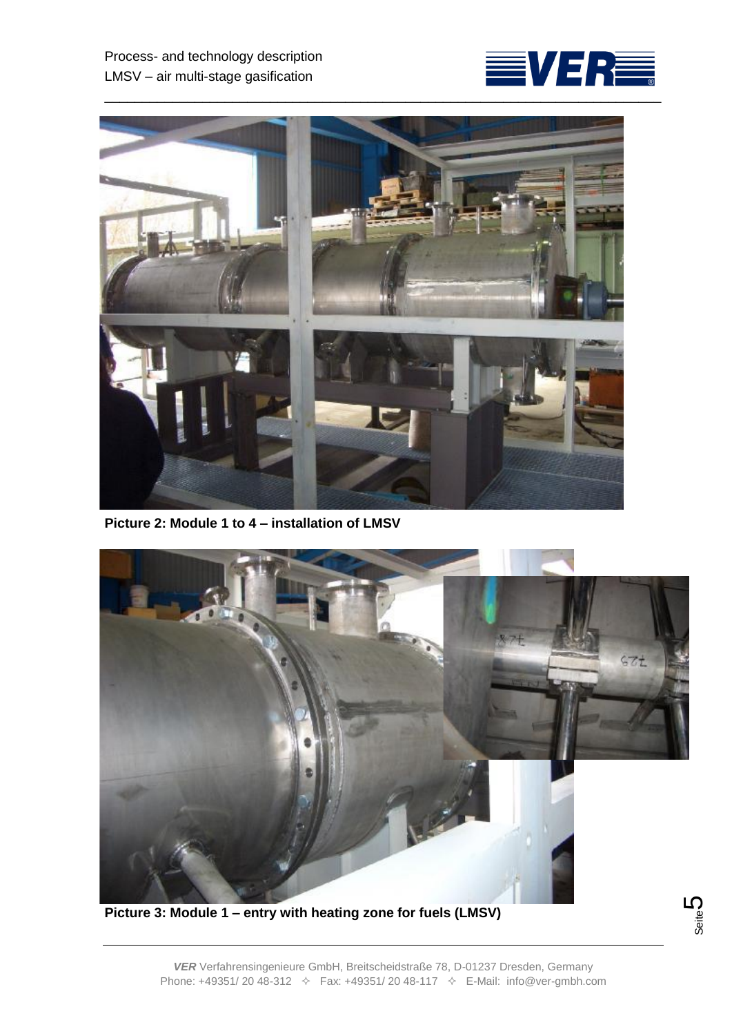**Picture 2: Module 1 to 4 – installation of LMSV**

**Picture 3: Module 1 – entry with heating zone for fuels (LMSV)**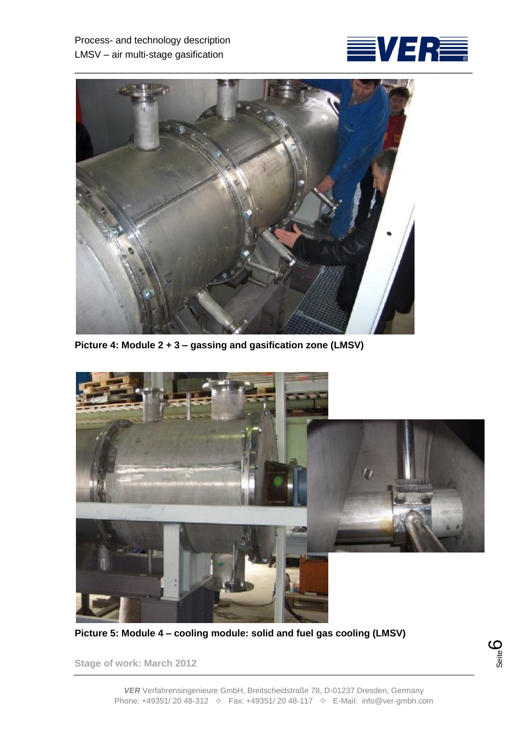Picture 4: Module 2 + 3 – gassing and gasification zone (LMSV)

Picture 5: Module 4 – cooling module: solid and fuel gas cooling (LMSV)

Stage of work: March 2012

***VER*** Verfahrensingenieure GmbH, Breitscheidstraße 78, D-01237 Dresden, Germany
Phone: +49351/ 20 48-312 ✧ Fax: +49351/ 20 48-117 ✧ E-Mail: info@ver-gmbh.com